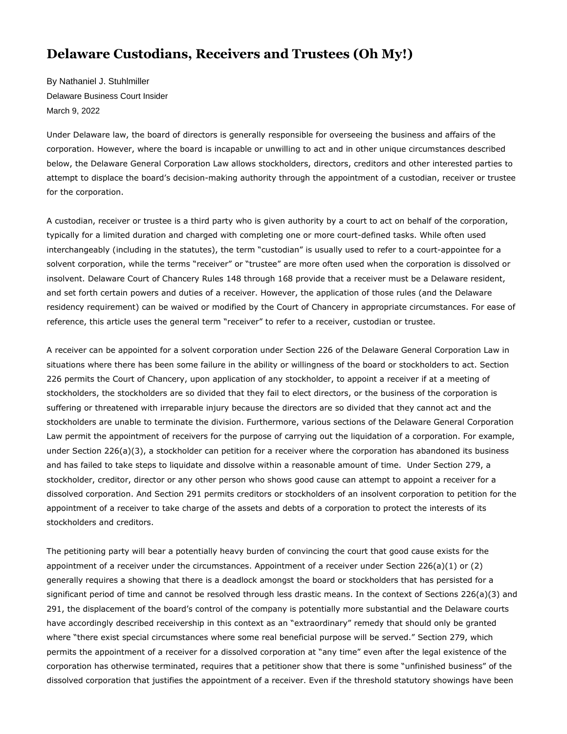# Delaware Custodians, Receivers and Trustees (Oh My!)

By Nathaniel J. Stuhlmiller
Delaware Business Court Insider
March 9, 2022

Under Delaware law, the board of directors is generally responsible for overseeing the business and affairs of the corporation. However, where the board is incapable or unwilling to act and in other unique circumstances described below, the Delaware General Corporation Law allows stockholders, directors, creditors and other interested parties to attempt to displace the board's decision-making authority through the appointment of a custodian, receiver or trustee for the corporation.

A custodian, receiver or trustee is a third party who is given authority by a court to act on behalf of the corporation, typically for a limited duration and charged with completing one or more court-defined tasks. While often used interchangeably (including in the statutes), the term "custodian" is usually used to refer to a court-appointee for a solvent corporation, while the terms "receiver" or "trustee" are more often used when the corporation is dissolved or insolvent. Delaware Court of Chancery Rules 148 through 168 provide that a receiver must be a Delaware resident, and set forth certain powers and duties of a receiver. However, the application of those rules (and the Delaware residency requirement) can be waived or modified by the Court of Chancery in appropriate circumstances. For ease of reference, this article uses the general term "receiver" to refer to a receiver, custodian or trustee.

A receiver can be appointed for a solvent corporation under Section 226 of the Delaware General Corporation Law in situations where there has been some failure in the ability or willingness of the board or stockholders to act. Section 226 permits the Court of Chancery, upon application of any stockholder, to appoint a receiver if at a meeting of stockholders, the stockholders are so divided that they fail to elect directors, or the business of the corporation is suffering or threatened with irreparable injury because the directors are so divided that they cannot act and the stockholders are unable to terminate the division. Furthermore, various sections of the Delaware General Corporation Law permit the appointment of receivers for the purpose of carrying out the liquidation of a corporation. For example, under Section 226(a)(3), a stockholder can petition for a receiver where the corporation has abandoned its business and has failed to take steps to liquidate and dissolve within a reasonable amount of time. Under Section 279, a stockholder, creditor, director or any other person who shows good cause can attempt to appoint a receiver for a dissolved corporation. And Section 291 permits creditors or stockholders of an insolvent corporation to petition for the appointment of a receiver to take charge of the assets and debts of a corporation to protect the interests of its stockholders and creditors.

The petitioning party will bear a potentially heavy burden of convincing the court that good cause exists for the appointment of a receiver under the circumstances. Appointment of a receiver under Section 226(a)(1) or (2) generally requires a showing that there is a deadlock amongst the board or stockholders that has persisted for a significant period of time and cannot be resolved through less drastic means. In the context of Sections 226(a)(3) and 291, the displacement of the board's control of the company is potentially more substantial and the Delaware courts have accordingly described receivership in this context as an "extraordinary" remedy that should only be granted where "there exist special circumstances where some real beneficial purpose will be served." Section 279, which permits the appointment of a receiver for a dissolved corporation at "any time" even after the legal existence of the corporation has otherwise terminated, requires that a petitioner show that there is some "unfinished business" of the dissolved corporation that justifies the appointment of a receiver. Even if the threshold statutory showings have been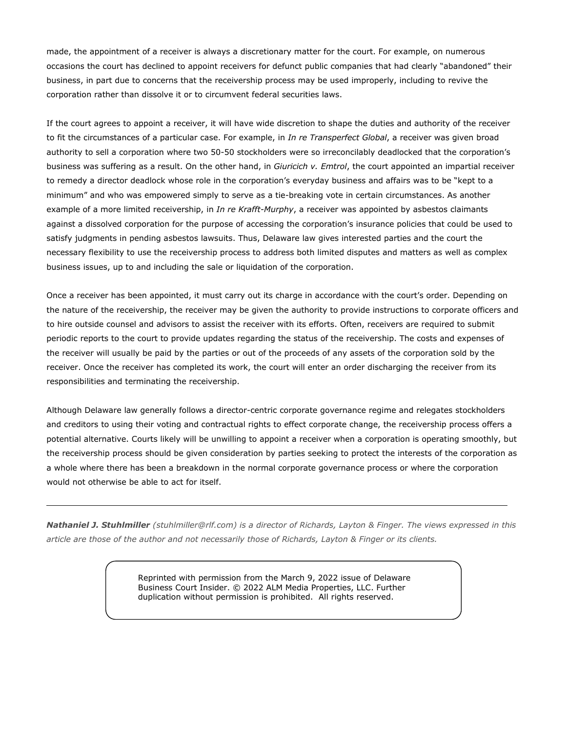made, the appointment of a receiver is always a discretionary matter for the court. For example, on numerous occasions the court has declined to appoint receivers for defunct public companies that had clearly "abandoned" their business, in part due to concerns that the receivership process may be used improperly, including to revive the corporation rather than dissolve it or to circumvent federal securities laws.

If the court agrees to appoint a receiver, it will have wide discretion to shape the duties and authority of the receiver to fit the circumstances of a particular case. For example, in *In re Transperfect Global*, a receiver was given broad authority to sell a corporation where two 50-50 stockholders were so irreconcilably deadlocked that the corporation's business was suffering as a result. On the other hand, in *Giuricich v. Emtrol*, the court appointed an impartial receiver to remedy a director deadlock whose role in the corporation's everyday business and affairs was to be "kept to a minimum" and who was empowered simply to serve as a tie-breaking vote in certain circumstances. As another example of a more limited receivership, in *In re Krafft-Murphy*, a receiver was appointed by asbestos claimants against a dissolved corporation for the purpose of accessing the corporation's insurance policies that could be used to satisfy judgments in pending asbestos lawsuits. Thus, Delaware law gives interested parties and the court the necessary flexibility to use the receivership process to address both limited disputes and matters as well as complex business issues, up to and including the sale or liquidation of the corporation.

Once a receiver has been appointed, it must carry out its charge in accordance with the court's order. Depending on the nature of the receivership, the receiver may be given the authority to provide instructions to corporate officers and to hire outside counsel and advisors to assist the receiver with its efforts. Often, receivers are required to submit periodic reports to the court to provide updates regarding the status of the receivership. The costs and expenses of the receiver will usually be paid by the parties or out of the proceeds of any assets of the corporation sold by the receiver. Once the receiver has completed its work, the court will enter an order discharging the receiver from its responsibilities and terminating the receivership.

Although Delaware law generally follows a director-centric corporate governance regime and relegates stockholders and creditors to using their voting and contractual rights to effect corporate change, the receivership process offers a potential alternative. Courts likely will be unwilling to appoint a receiver when a corporation is operating smoothly, but the receivership process should be given consideration by parties seeking to protect the interests of the corporation as a whole where there has been a breakdown in the normal corporate governance process or where the corporation would not otherwise be able to act for itself.

---

***Nathaniel J. Stuhlmiller*** *(stuhlmiller@rlf.com) is a director of Richards, Layton & Finger. The views expressed in this article are those of the author and not necessarily those of Richards, Layton & Finger or its clients.*

Reprinted with permission from the March 9, 2022 issue of Delaware Business Court Insider. © 2022 ALM Media Properties, LLC. Further duplication without permission is prohibited. All rights reserved.